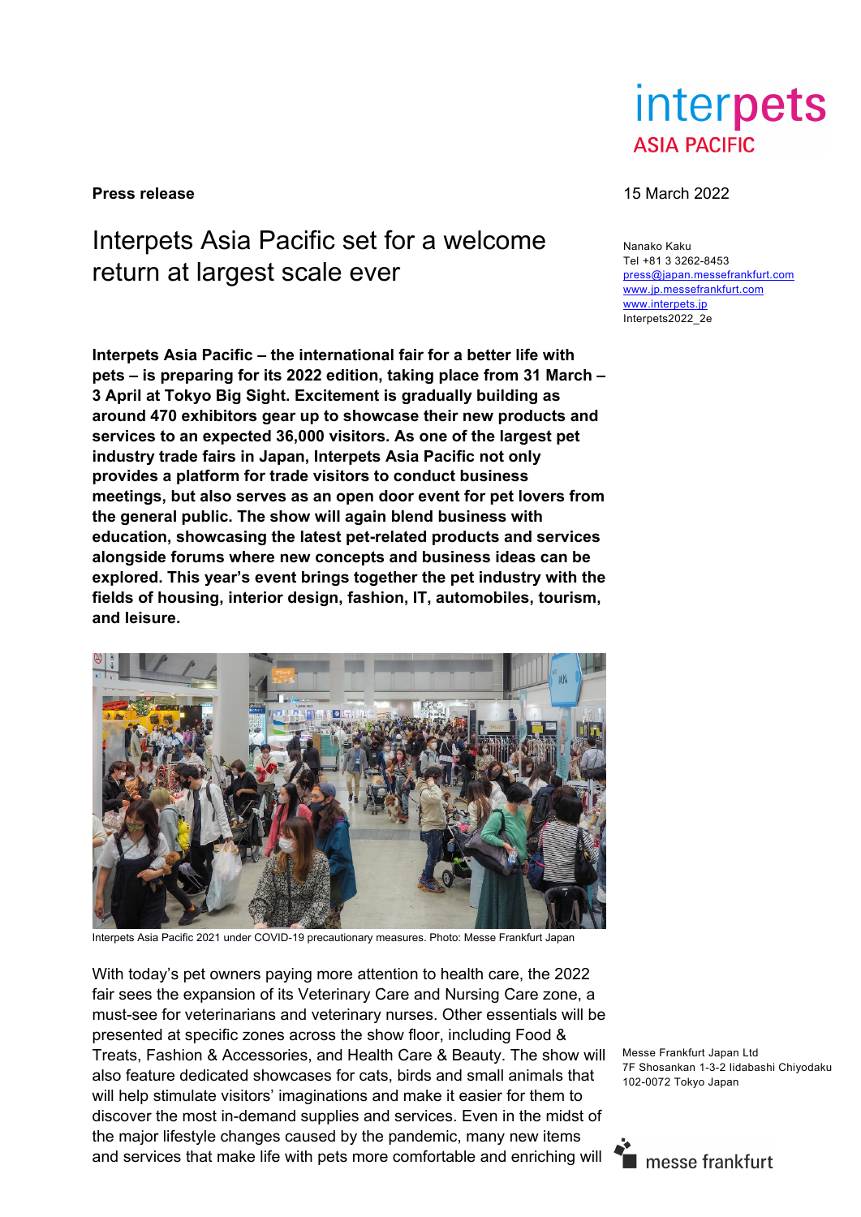interpets ASIA PACIFIC

**Press release**

15 March 2022

# Interpets Asia Pacific set for a welcome return at largest scale ever

Nanako Kaku
Tel +81 3 3262-8453
press@japan.messefrankfurt.com
www.jp.messefrankfurt.com
www.interpets.jp
Interpets2022_2e

**Interpets Asia Pacific – the international fair for a better life with pets – is preparing for its 2022 edition, taking place from 31 March – 3 April at Tokyo Big Sight. Excitement is gradually building as around 470 exhibitors gear up to showcase their new products and services to an expected 36,000 visitors. As one of the largest pet industry trade fairs in Japan, Interpets Asia Pacific not only provides a platform for trade visitors to conduct business meetings, but also serves as an open door event for pet lovers from the general public. The show will again blend business with education, showcasing the latest pet-related products and services alongside forums where new concepts and business ideas can be explored. This year's event brings together the pet industry with the fields of housing, interior design, fashion, IT, automobiles, tourism, and leisure.**

Interpets Asia Pacific 2021 under COVID-19 precautionary measures. Photo: Messe Frankfurt Japan

With today's pet owners paying more attention to health care, the 2022 fair sees the expansion of its Veterinary Care and Nursing Care zone, a must-see for veterinarians and veterinary nurses. Other essentials will be presented at specific zones across the show floor, including Food & Treats, Fashion & Accessories, and Health Care & Beauty. The show will also feature dedicated showcases for cats, birds and small animals that will help stimulate visitors' imaginations and make it easier for them to discover the most in-demand supplies and services. Even in the midst of the major lifestyle changes caused by the pandemic, many new items and services that make life with pets more comfortable and enriching will

Messe Frankfurt Japan Ltd
7F Shosankan 1-3-2 Iidabashi Chiyodaku
102-0072 Tokyo Japan

messe frankfurt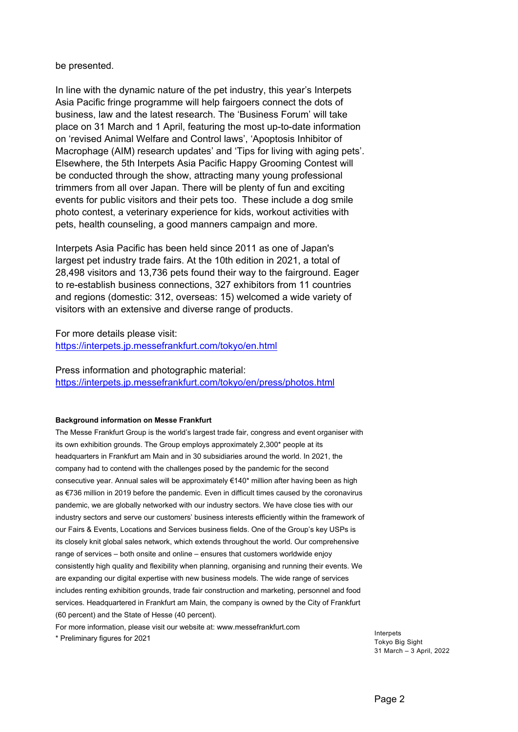be presented.

In line with the dynamic nature of the pet industry, this year's Interpets Asia Pacific fringe programme will help fairgoers connect the dots of business, law and the latest research. The 'Business Forum' will take place on 31 March and 1 April, featuring the most up-to-date information on 'revised Animal Welfare and Control laws', 'Apoptosis Inhibitor of Macrophage (AIM) research updates' and 'Tips for living with aging pets'. Elsewhere, the 5th Interpets Asia Pacific Happy Grooming Contest will be conducted through the show, attracting many young professional trimmers from all over Japan. There will be plenty of fun and exciting events for public visitors and their pets too. These include a dog smile photo contest, a veterinary experience for kids, workout activities with pets, health counseling, a good manners campaign and more.

Interpets Asia Pacific has been held since 2011 as one of Japan's largest pet industry trade fairs. At the 10th edition in 2021, a total of 28,498 visitors and 13,736 pets found their way to the fairground. Eager to re-establish business connections, 327 exhibitors from 11 countries and regions (domestic: 312, overseas: 15) welcomed a wide variety of visitors with an extensive and diverse range of products.

For more details please visit:
https://interpets.jp.messefrankfurt.com/tokyo/en.html

Press information and photographic material:
https://interpets.jp.messefrankfurt.com/tokyo/en/press/photos.html

**Background information on Messe Frankfurt**

The Messe Frankfurt Group is the world's largest trade fair, congress and event organiser with its own exhibition grounds. The Group employs approximately 2,300* people at its headquarters in Frankfurt am Main and in 30 subsidiaries around the world. In 2021, the company had to contend with the challenges posed by the pandemic for the second consecutive year. Annual sales will be approximately €140* million after having been as high as €736 million in 2019 before the pandemic. Even in difficult times caused by the coronavirus pandemic, we are globally networked with our industry sectors. We have close ties with our industry sectors and serve our customers' business interests efficiently within the framework of our Fairs & Events, Locations and Services business fields. One of the Group's key USPs is its closely knit global sales network, which extends throughout the world. Our comprehensive range of services – both onsite and online – ensures that customers worldwide enjoy consistently high quality and flexibility when planning, organising and running their events. We are expanding our digital expertise with new business models. The wide range of services includes renting exhibition grounds, trade fair construction and marketing, personnel and food services. Headquartered in Frankfurt am Main, the company is owned by the City of Frankfurt (60 percent) and the State of Hesse (40 percent).

For more information, please visit our website at: www.messefrankfurt.com

\* Preliminary figures for 2021